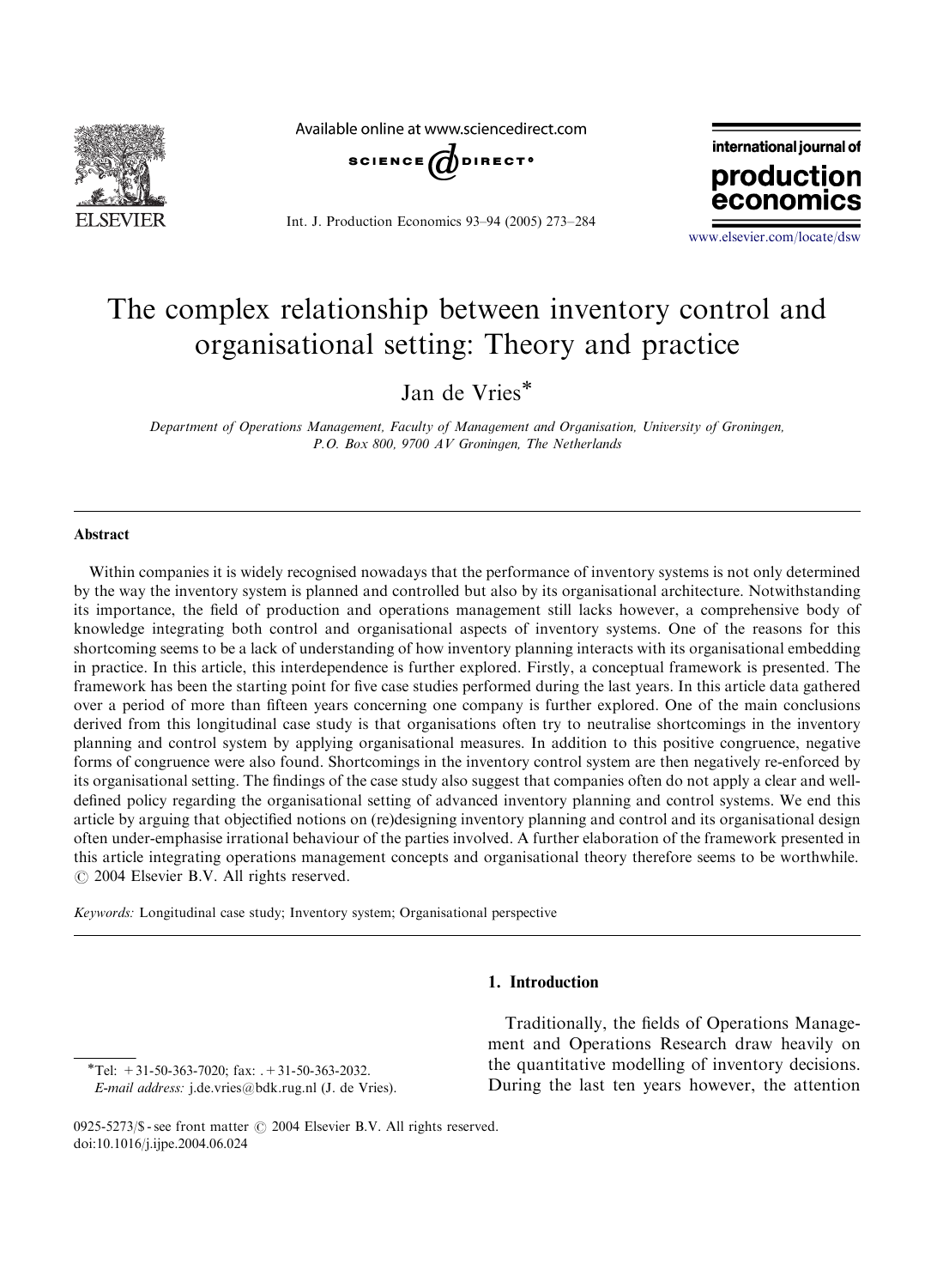# The complex relationship between inventory control and organisational setting: Theory and practice

Jan de Vries*

*Department of Operations Management, Faculty of Management and Organisation, University of Groningen, P.O. Box 800, 9700 AV Groningen, The Netherlands*

## Abstract

Within companies it is widely recognised nowadays that the performance of inventory systems is not only determined by the way the inventory system is planned and controlled but also by its organisational architecture. Notwithstanding its importance, the field of production and operations management still lacks however, a comprehensive body of knowledge integrating both control and organisational aspects of inventory systems. One of the reasons for this shortcoming seems to be a lack of understanding of how inventory planning interacts with its organisational embedding in practice. In this article, this interdependence is further explored. Firstly, a conceptual framework is presented. The framework has been the starting point for five case studies performed during the last years. In this article data gathered over a period of more than fifteen years concerning one company is further explored. One of the main conclusions derived from this longitudinal case study is that organisations often try to neutralise shortcomings in the inventory planning and control system by applying organisational measures. In addition to this positive congruence, negative forms of congruence were also found. Shortcomings in the inventory control system are then negatively re-enforced by its organisational setting. The findings of the case study also suggest that companies often do not apply a clear and well-defined policy regarding the organisational setting of advanced inventory planning and control systems. We end this article by arguing that objectified notions on (re)designing inventory planning and control and its organisational design often under-emphasise irrational behaviour of the parties involved. A further elaboration of the framework presented in this article integrating operations management concepts and organisational theory therefore seems to be worthwhile.

© 2004 Elsevier B.V. All rights reserved.

*Keywords:* Longitudinal case study; Inventory system; Organisational perspective

## 1. Introduction

Traditionally, the fields of Operations Management and Operations Research draw heavily on the quantitative modelling of inventory decisions. During the last ten years however, the attention

---

*Tel: +31-50-363-7020; fax: .+31-50-363-2032.
*E-mail address:* j.de.vries@bdk.rug.nl (J. de Vries).

0925-5273/$ - see front matter © 2004 Elsevier B.V. All rights reserved.
doi:10.1016/j.ijpe.2004.06.024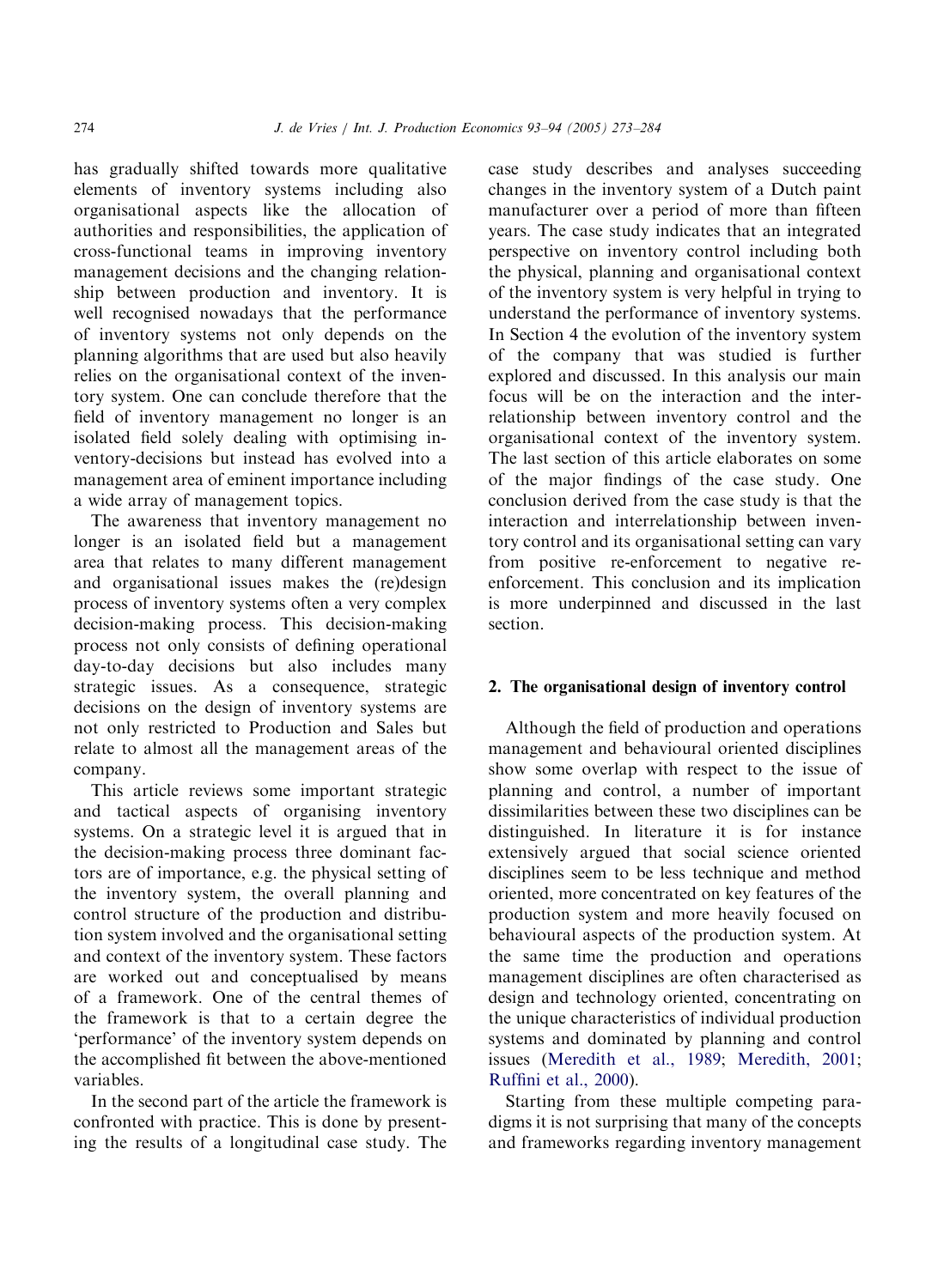has gradually shifted towards more qualitative elements of inventory systems including also organisational aspects like the allocation of authorities and responsibilities, the application of cross-functional teams in improving inventory management decisions and the changing relationship between production and inventory. It is well recognised nowadays that the performance of inventory systems not only depends on the planning algorithms that are used but also heavily relies on the organisational context of the inventory system. One can conclude therefore that the field of inventory management no longer is an isolated field solely dealing with optimising inventory-decisions but instead has evolved into a management area of eminent importance including a wide array of management topics.

The awareness that inventory management no longer is an isolated field but a management area that relates to many different management and organisational issues makes the (re)design process of inventory systems often a very complex decision-making process. This decision-making process not only consists of defining operational day-to-day decisions but also includes many strategic issues. As a consequence, strategic decisions on the design of inventory systems are not only restricted to Production and Sales but relate to almost all the management areas of the company.

This article reviews some important strategic and tactical aspects of organising inventory systems. On a strategic level it is argued that in the decision-making process three dominant factors are of importance, e.g. the physical setting of the inventory system, the overall planning and control structure of the production and distribution system involved and the organisational setting and context of the inventory system. These factors are worked out and conceptualised by means of a framework. One of the central themes of the framework is that to a certain degree the 'performance' of the inventory system depends on the accomplished fit between the above-mentioned variables.

In the second part of the article the framework is confronted with practice. This is done by presenting the results of a longitudinal case study. The case study describes and analyses succeeding changes in the inventory system of a Dutch paint manufacturer over a period of more than fifteen years. The case study indicates that an integrated perspective on inventory control including both the physical, planning and organisational context of the inventory system is very helpful in trying to understand the performance of inventory systems. In Section 4 the evolution of the inventory system of the company that was studied is further explored and discussed. In this analysis our main focus will be on the interaction and the interrelationship between inventory control and the organisational context of the inventory system. The last section of this article elaborates on some of the major findings of the case study. One conclusion derived from the case study is that the interaction and interrelationship between inventory control and its organisational setting can vary from positive re-enforcement to negative re-enforcement. This conclusion and its implication is more underpinned and discussed in the last section.

## 2. The organisational design of inventory control

Although the field of production and operations management and behavioural oriented disciplines show some overlap with respect to the issue of planning and control, a number of important dissimilarities between these two disciplines can be distinguished. In literature it is for instance extensively argued that social science oriented disciplines seem to be less technique and method oriented, more concentrated on key features of the production system and more heavily focused on behavioural aspects of the production system. At the same time the production and operations management disciplines are often characterised as design and technology oriented, concentrating on the unique characteristics of individual production systems and dominated by planning and control issues (Meredith et al., 1989; Meredith, 2001; Ruffini et al., 2000).

Starting from these multiple competing paradigms it is not surprising that many of the concepts and frameworks regarding inventory management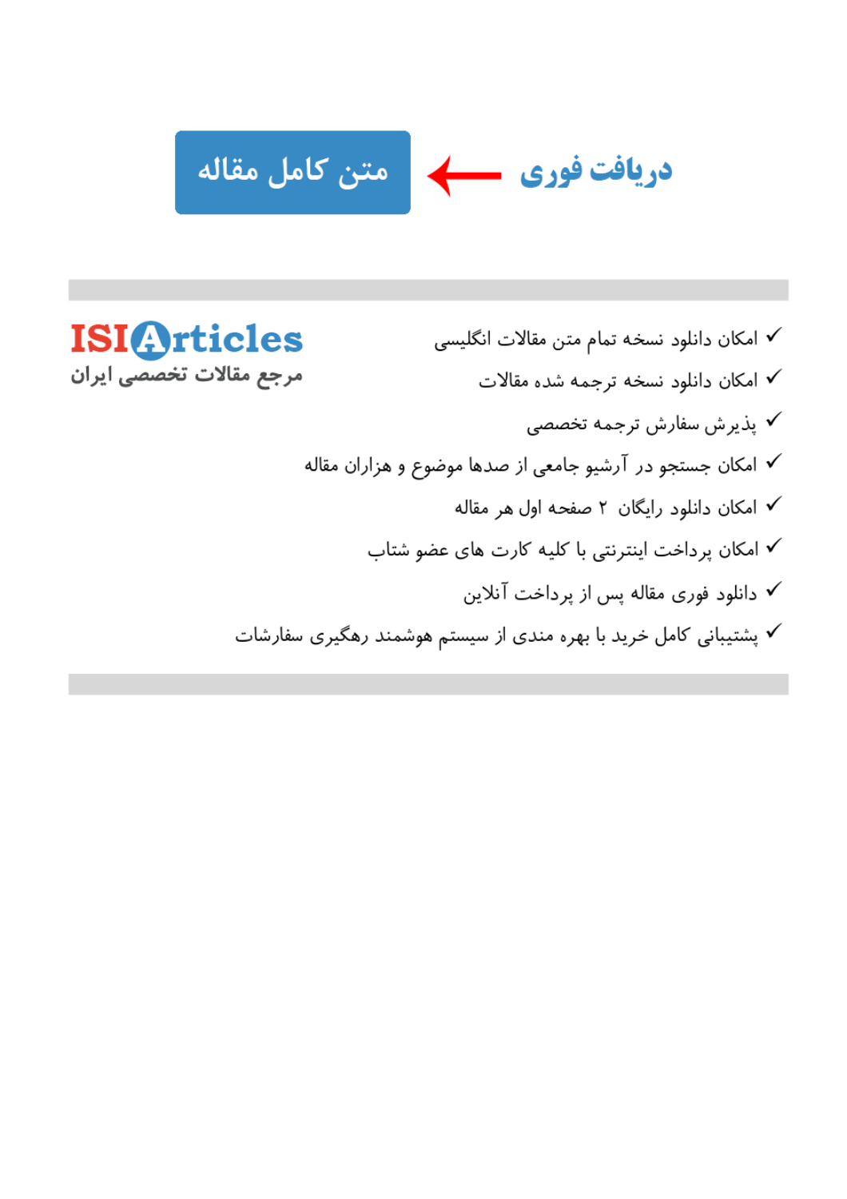دریافت فوری ← متن کامل مقاله

**ISIArticles**
مرجع مقالات تخصصی ایران

- ✓ امکان دانلود نسخه تمام متن مقالات انگلیسی
- ✓ امکان دانلود نسخه ترجمه شده مقالات
- ✓ پذیرش سفارش ترجمه تخصصی
- ✓ امکان جستجو در آرشیو جامعی از صدها موضوع و هزاران مقاله
- ✓ امکان دانلود رایگان ۲ صفحه اول هر مقاله
- ✓ امکان پرداخت اینترنتی با کلیه کارت های عضو شتاب
- ✓ دانلود فوری مقاله پس از پرداخت آنلاین
- ✓ پشتیبانی کامل خرید با بهره مندی از سیستم هوشمند رهگیری سفارشات